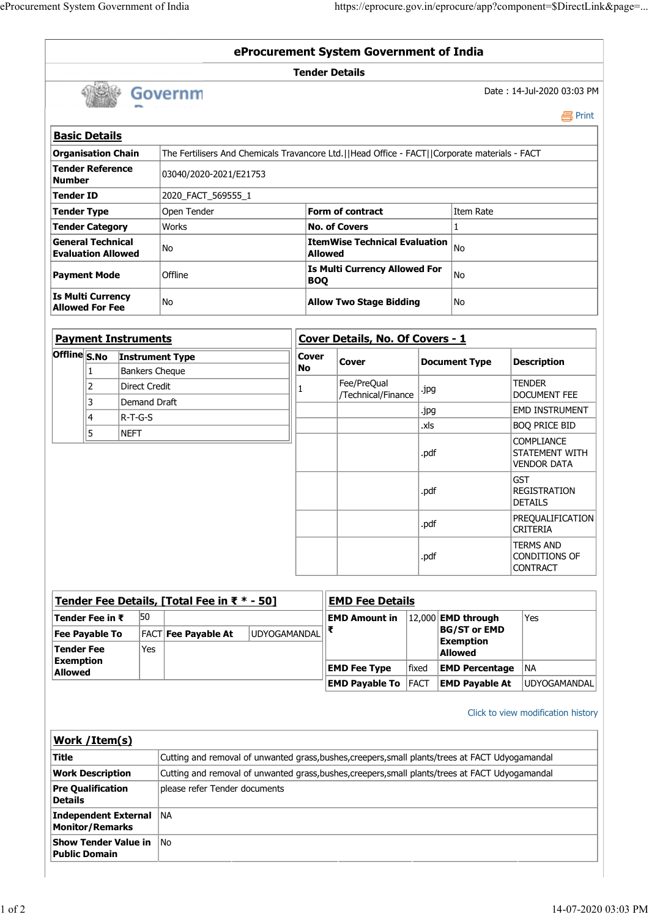# eProcurement System Government of India

## Tender Details

Date : 14-Jul-2020 03:03 PM

### Basic Details

| | | | |
|---|---|---|---|
| **Organisation Chain** | The Fertilisers And Chemicals Travancore Ltd.\|\|Head Office - FACT\|\|Corporate materials - FACT | | |
| **Tender Reference Number** | 03040/2020-2021/E21753 | | |
| **Tender ID** | 2020_FACT_569555_1 | | |
| **Tender Type** | Open Tender | **Form of contract** | Item Rate |
| **Tender Category** | Works | **No. of Covers** | 1 |
| **General Technical Evaluation Allowed** | No | **ItemWise Technical Evaluation Allowed** | No |
| **Payment Mode** | Offline | **Is Multi Currency Allowed For BOQ** | No |
| **Is Multi Currency Allowed For Fee** | No | **Allow Two Stage Bidding** | No |

### Payment Instruments

Offline

| S.No | Instrument Type |
|---|---|
| 1 | Bankers Cheque |
| 2 | Direct Credit |
| 3 | Demand Draft |
| 4 | R-T-G-S |
| 5 | NEFT |

### Cover Details, No. Of Covers - 1

| Cover No | Cover | Document Type | Description |
|---|---|---|---|
| 1 | Fee/PreQual /Technical/Finance | .jpg | TENDER DOCUMENT FEE |
| | | .jpg | EMD INSTRUMENT |
| | | .xls | BOQ PRICE BID |
| | | .pdf | COMPLIANCE STATEMENT WITH VENDOR DATA |
| | | .pdf | GST REGISTRATION DETAILS |
| | | .pdf | PREQUALIFICATION CRITERIA |
| | | .pdf | TERMS AND CONDITIONS OF CONTRACT |

### Tender Fee Details, [Total Fee in ₹ * - 50]

| | | | |
|---|---|---|---|
| **Tender Fee in ₹** | 50 | | |
| **Fee Payable To** | FACT | **Fee Payable At** | UDYOGAMANDAL |
| **Tender Fee Exemption Allowed** | Yes | | |

### EMD Fee Details

| | | | |
|---|---|---|---|
| **EMD Amount in ₹** | 12,000 | **EMD through BG/ST or EMD Exemption Allowed** | Yes |
| **EMD Fee Type** | fixed | **EMD Percentage** | NA |
| **EMD Payable To** | FACT | **EMD Payable At** | UDYOGAMANDAL |

Click to view modification history

### Work /Item(s)

| | |
|---|---|
| **Title** | Cutting and removal of unwanted grass,bushes,creepers,small plants/trees at FACT Udyogamandal |
| **Work Description** | Cutting and removal of unwanted grass,bushes,creepers,small plants/trees at FACT Udyogamandal |
| **Pre Qualification Details** | please refer Tender documents |
| **Independent External Monitor/Remarks** | NA |
| **Show Tender Value in Public Domain** | No |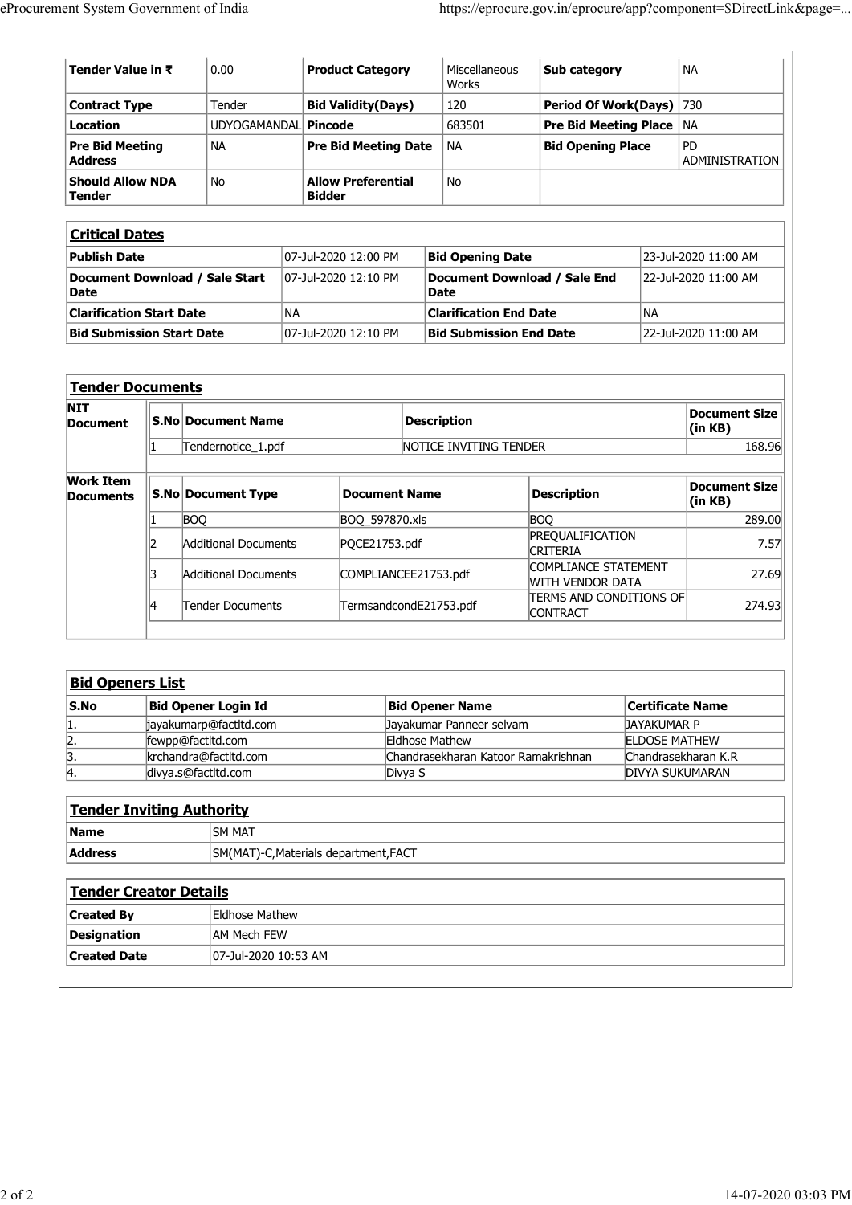| | | | | | |
|---|---|---|---|---|---|
| **Tender Value in ₹** | 0.00 | **Product Category** | Miscellaneous Works | **Sub category** | NA |
| **Contract Type** | Tender | **Bid Validity(Days)** | 120 | **Period Of Work(Days)** | 730 |
| **Location** | UDYOGAMANDAL | **Pincode** | 683501 | **Pre Bid Meeting Place** | NA |
| **Pre Bid Meeting Address** | NA | **Pre Bid Meeting Date** | NA | **Bid Opening Place** | PD ADMINISTRATION |
| **Should Allow NDA Tender** | No | **Allow Preferential Bidder** | No | | |

## Critical Dates

| | | | |
|---|---|---|---|
| **Publish Date** | 07-Jul-2020 12:00 PM | **Bid Opening Date** | 23-Jul-2020 11:00 AM |
| **Document Download / Sale Start Date** | 07-Jul-2020 12:10 PM | **Document Download / Sale End Date** | 22-Jul-2020 11:00 AM |
| **Clarification Start Date** | NA | **Clarification End Date** | NA |
| **Bid Submission Start Date** | 07-Jul-2020 12:10 PM | **Bid Submission End Date** | 22-Jul-2020 11:00 AM |

## Tender Documents

**NIT Document**

| S.No | Document Name | Description | Document Size (in KB) |
|---|---|---|---|
| 1 | Tendernotice_1.pdf | NOTICE INVITING TENDER | 168.96 |

**Work Item Documents**

| S.No | Document Type | Document Name | Description | Document Size (in KB) |
|---|---|---|---|---|
| 1 | BOQ | BOQ_597870.xls | BOQ | 289.00 |
| 2 | Additional Documents | PQCE21753.pdf | PREQUALIFICATION CRITERIA | 7.57 |
| 3 | Additional Documents | COMPLIANCEE21753.pdf | COMPLIANCE STATEMENT WITH VENDOR DATA | 27.69 |
| 4 | Tender Documents | TermsandcondE21753.pdf | TERMS AND CONDITIONS OF CONTRACT | 274.93 |

## Bid Openers List

| S.No | Bid Opener Login Id | Bid Opener Name | Certificate Name |
|---|---|---|---|
| 1. | jayakumarp@factltd.com | Jayakumar Panneer selvam | JAYAKUMAR P |
| 2. | fewpp@factltd.com | Eldhose Mathew | ELDOSE MATHEW |
| 3. | krchandra@factltd.com | Chandrasekharan Katoor Ramakrishnan | Chandrasekharan K.R |
| 4. | divya.s@factltd.com | Divya S | DIVYA SUKUMARAN |

## Tender Inviting Authority

| | |
|---|---|
| **Name** | SM MAT |
| **Address** | SM(MAT)-C,Materials department,FACT |

## Tender Creator Details

| | |
|---|---|
| **Created By** | Eldhose Mathew |
| **Designation** | AM Mech FEW |
| **Created Date** | 07-Jul-2020 10:53 AM |